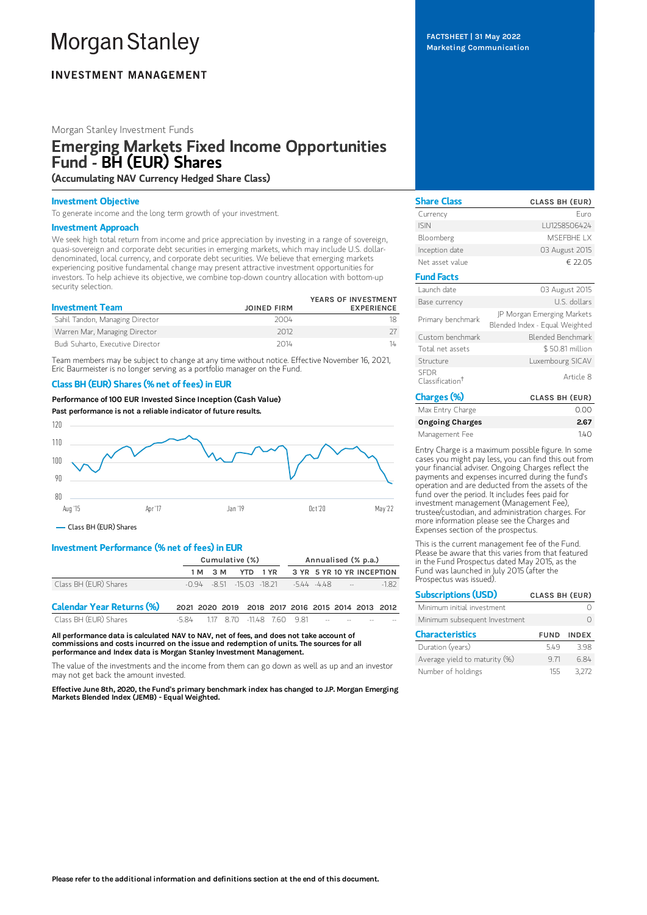# Morgan Stanley

**INVESTMENT MANAGEMENT**

FACTSHEET | 31 May 2022
Marketing Communication

Morgan Stanley Investment Funds

## Emerging Markets Fixed Income Opportunities Fund - BH (EUR) Shares

**(Accumulating NAV Currency Hedged Share Class)**

### Investment Objective

To generate income and the long term growth of your investment.

### Investment Approach

We seek high total return from income and price appreciation by investing in a range of sovereign, quasi-sovereign and corporate debt securities in emerging markets, which may include U.S. dollar-denominated, local currency, and corporate debt securities. We believe that emerging markets experiencing positive fundamental change may present attractive investment opportunities for investors. To help achieve its objective, we combine top-down country allocation with bottom-up security selection.

| Investment Team | JOINED FIRM | YEARS OF INVESTMENT EXPERIENCE |
|---|---|---|
| Sahil Tandon, Managing Director | 2004 | 18 |
| Warren Mar, Managing Director | 2012 | 27 |
| Budi Suharto, Executive Director | 2014 | 14 |

Team members may be subject to change at any time without notice. Effective November 16, 2021, Eric Baurmeister is no longer serving as a portfolio manager on the Fund.

### Class BH (EUR) Shares (% net of fees) in EUR

**Performance of 100 EUR Invested Since Inception (Cash Value)**

**Past performance is not a reliable indicator of future results.**

— Class BH (EUR) Shares

### Investment Performance (% net of fees) in EUR

| | Cumulative (%) | | | | Annualised (% p.a.) | | | |
|---|---|---|---|---|---|---|---|---|
| | 1 M | 3 M | YTD | 1 YR | 3 YR | 5 YR | 10 YR | INCEPTION |
| Class BH (EUR) Shares | -0.94 | -8.51 | -15.03 | -18.21 | -5.44 | -4.48 | -- | -1.82 |

| Calendar Year Returns (%) | 2021 | 2020 | 2019 | 2018 | 2017 | 2016 | 2015 | 2014 | 2013 | 2012 |
|---|---|---|---|---|---|---|---|---|---|---|
| Class BH (EUR) Shares | -5.84 | 1.17 | 8.70 | -11.48 | 7.60 | 9.81 | -- | -- | -- | -- |

**All performance data is calculated NAV to NAV, net of fees, and does not take account of commissions and costs incurred on the issue and redemption of units. The sources for all performance and Index data is Morgan Stanley Investment Management.**

The value of the investments and the income from them can go down as well as up and an investor may not get back the amount invested.

**Effective June 8th, 2020, the Fund's primary benchmark index has changed to J.P. Morgan Emerging Markets Blended Index (JEMB) - Equal Weighted.**

| Share Class | CLASS BH (EUR) |
|---|---|
| Currency | Euro |
| ISIN | LU1258506424 |
| Bloomberg | MSEFBHE LX |
| Inception date | 03 August 2015 |
| Net asset value | € 22.05 |

| Fund Facts | |
|---|---|
| Launch date | 03 August 2015 |
| Base currency | U.S. dollars |
| Primary benchmark | JP Morgan Emerging Markets Blended Index - Equal Weighted |
| Custom benchmark | Blended Benchmark |
| Total net assets | $ 50.81 million |
| Structure | Luxembourg SICAV |
| SFDR Classification† | Article 8 |

| Charges (%) | CLASS BH (EUR) |
|---|---|
| Max Entry Charge | 0.00 |
| **Ongoing Charges** | **2.67** |
| Management Fee | 1.40 |

Entry Charge is a maximum possible figure. In some cases you might pay less, you can find this out from your financial adviser. Ongoing Charges reflect the payments and expenses incurred during the fund's operation and are deducted from the assets of the fund over the period. It includes fees paid for investment management (Management Fee), trustee/custodian, and administration charges. For more information please see the Charges and Expenses section of the prospectus.

This is the current management fee of the Fund. Please be aware that this varies from that featured in the Fund Prospectus dated May 2015, as the Fund was launched in July 2015 (after the Prospectus was issued).

| Subscriptions (USD) | CLASS BH (EUR) |
|---|---|
| Minimum initial investment | 0 |
| Minimum subsequent Investment | 0 |

| Characteristics | FUND | INDEX |
|---|---|---|
| Duration (years) | 5.49 | 3.98 |
| Average yield to maturity (%) | 9.71 | 6.84 |
| Number of holdings | 155 | 3,272 |

**Please refer to the additional information and definitions section at the end of this document.**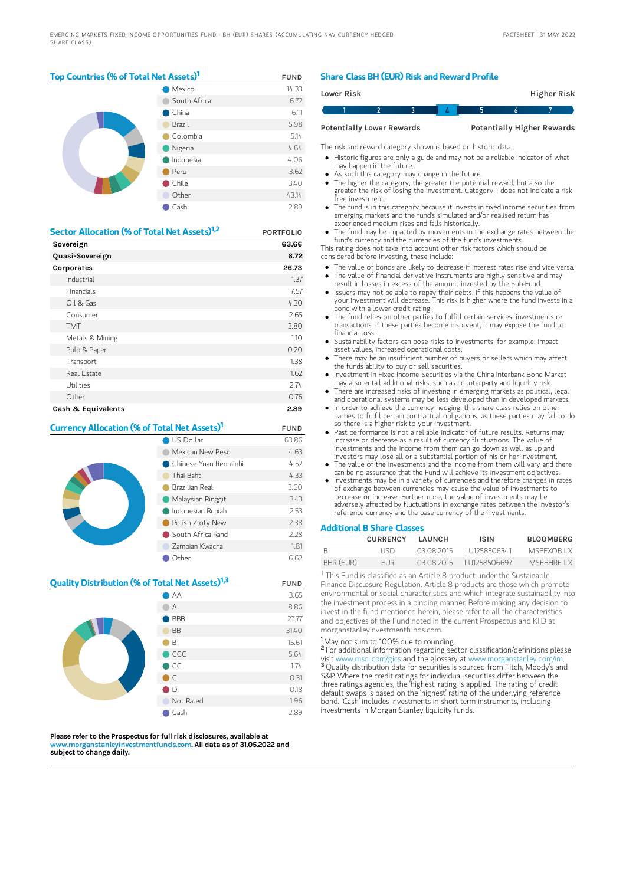## Top Countries (% of Total Net Assets)[1]

| | FUND |
|---|---|
| Mexico | 14.33 |
| South Africa | 6.72 |
| China | 6.11 |
| Brazil | 5.98 |
| Colombia | 5.14 |
| Nigeria | 4.64 |
| Indonesia | 4.06 |
| Peru | 3.62 |
| Chile | 3.40 |
| Other | 43.14 |
| Cash | 2.89 |

## Sector Allocation (% of Total Net Assets)[1,2]

| | PORTFOLIO |
|---|---|
| **Sovereign** | **63.66** |
| **Quasi-Sovereign** | **6.72** |
| **Corporates** | **26.73** |
| Industrial | 1.37 |
| Financials | 7.57 |
| Oil & Gas | 4.30 |
| Consumer | 2.65 |
| TMT | 3.80 |
| Metals & Mining | 1.10 |
| Pulp & Paper | 0.20 |
| Transport | 1.38 |
| Real Estate | 1.62 |
| Utilities | 2.74 |
| Other | 0.76 |
| **Cash & Equivalents** | **2.89** |

## Currency Allocation (% of Total Net Assets)[1]

| | FUND |
|---|---|
| US Dollar | 63.86 |
| Mexican New Peso | 4.63 |
| Chinese Yuan Renminbi | 4.52 |
| Thai Baht | 4.33 |
| Brazilian Real | 3.60 |
| Malaysian Ringgit | 3.43 |
| Indonesian Rupiah | 2.53 |
| Polish Zloty New | 2.38 |
| South Africa Rand | 2.28 |
| Zambian Kwacha | 1.81 |
| Other | 6.62 |

## Quality Distribution (% of Total Net Assets)[1,3]

| | FUND |
|---|---|
| AA | 3.65 |
| A | 8.86 |
| BBB | 27.77 |
| BB | 31.40 |
| B | 15.61 |
| CCC | 5.64 |
| CC | 1.74 |
| C | 0.31 |
| D | 0.18 |
| Not Rated | 1.96 |
| Cash | 2.89 |

**Please refer to the Prospectus for full risk disclosures, available at www.morganstanleyinvestmentfunds.com. All data as of 31.05.2022 and subject to change daily.**

## Share Class BH (EUR) Risk and Reward Profile

| Lower Risk | | | | | | Higher Risk |
|---|---|---|---|---|---|---|
| 1 | 2 | 3 | **4** | 5 | 6 | 7 |
| Potentially Lower Rewards | | | | | | Potentially Higher Rewards |

The risk and reward category shown is based on historic data.

- Historic figures are only a guide and may not be a reliable indicator of what may happen in the future.
- As such this category may change in the future.
- The higher the category, the greater the potential reward, but also the greater the risk of losing the investment. Category 1 does not indicate a risk free investment.
- The fund is in this category because it invests in fixed income securities from emerging markets and the fund's simulated and/or realised return has experienced medium rises and falls historically.
- The fund may be impacted by movements in the exchange rates between the fund's currency and the currencies of the fund's investments.

This rating does not take into account other risk factors which should be considered before investing, these include:

- The value of bonds are likely to decrease if interest rates rise and vice versa.
- The value of financial derivative instruments are highly sensitive and may result in losses in excess of the amount invested by the Sub-Fund.
- Issuers may not be able to repay their debts, if this happens the value of your investment will decrease. This risk is higher where the fund invests in a bond with a lower credit rating.
- The fund relies on other parties to fulfill certain services, investments or transactions. If these parties become insolvent, it may expose the fund to financial loss.
- Sustainability factors can pose risks to investments, for example: impact asset values, increased operational costs.
- There may be an insufficient number of buyers or sellers which may affect the funds ability to buy or sell securities.
- Investment in Fixed Income Securities via the China Interbank Bond Market may also entail additional risks, such as counterparty and liquidity risk.
- There are increased risks of investing in emerging markets as political, legal and operational systems may be less developed than in developed markets.
- In order to achieve the currency hedging, this share class relies on other parties to fulfil certain contractual obligations, as these parties may fail to do so there is a higher risk to your investment.
- Past performance is not a reliable indicator of future results. Returns may increase or decrease as a result of currency fluctuations. The value of investments and the income from them can go down as well as up and investors may lose all or a substantial portion of his or her investment.
- The value of the investments and the income from them will vary and there can be no assurance that the Fund will achieve its investment objectives.
- Investments may be in a variety of currencies and therefore changes in rates of exchange between currencies may cause the value of investments to decrease or increase. Furthermore, the value of investments may be adversely affected by fluctuations in exchange rates between the investor's reference currency and the base currency of the investments.

## Additional B Share Classes

| | CURRENCY | LAUNCH | ISIN | BLOOMBERG |
|---|---|---|---|---|
| B | USD | 03.08.2015 | LU1258506341 | MSEFXOB LX |
| BHR (EUR) | EUR | 03.08.2015 | LU1258506697 | MSEBHRE LX |

† This Fund is classified as an Article 8 product under the Sustainable Finance Disclosure Regulation. Article 8 products are those which promote environmental or social characteristics and which integrate sustainability into the investment process in a binding manner. Before making any decision to invest in the fund mentioned herein, please refer to all the characteristics and objectives of the Fund noted in the current Prospectus and KIID at morganstanleyinvestmentfunds.com.

[1] May not sum to 100% due to rounding.
[2] For additional information regarding sector classification/definitions please visit www.msci.com/gics and the glossary at www.morganstanley.com/im.
[3] Quality distribution data for securities is sourced from Fitch, Moody's and S&P. Where the credit ratings for individual securities differ between the three ratings agencies, the 'highest' rating is applied. The rating of credit default swaps is based on the 'highest' rating of the underlying reference bond. 'Cash' includes investments in short term instruments, including investments in Morgan Stanley liquidity funds.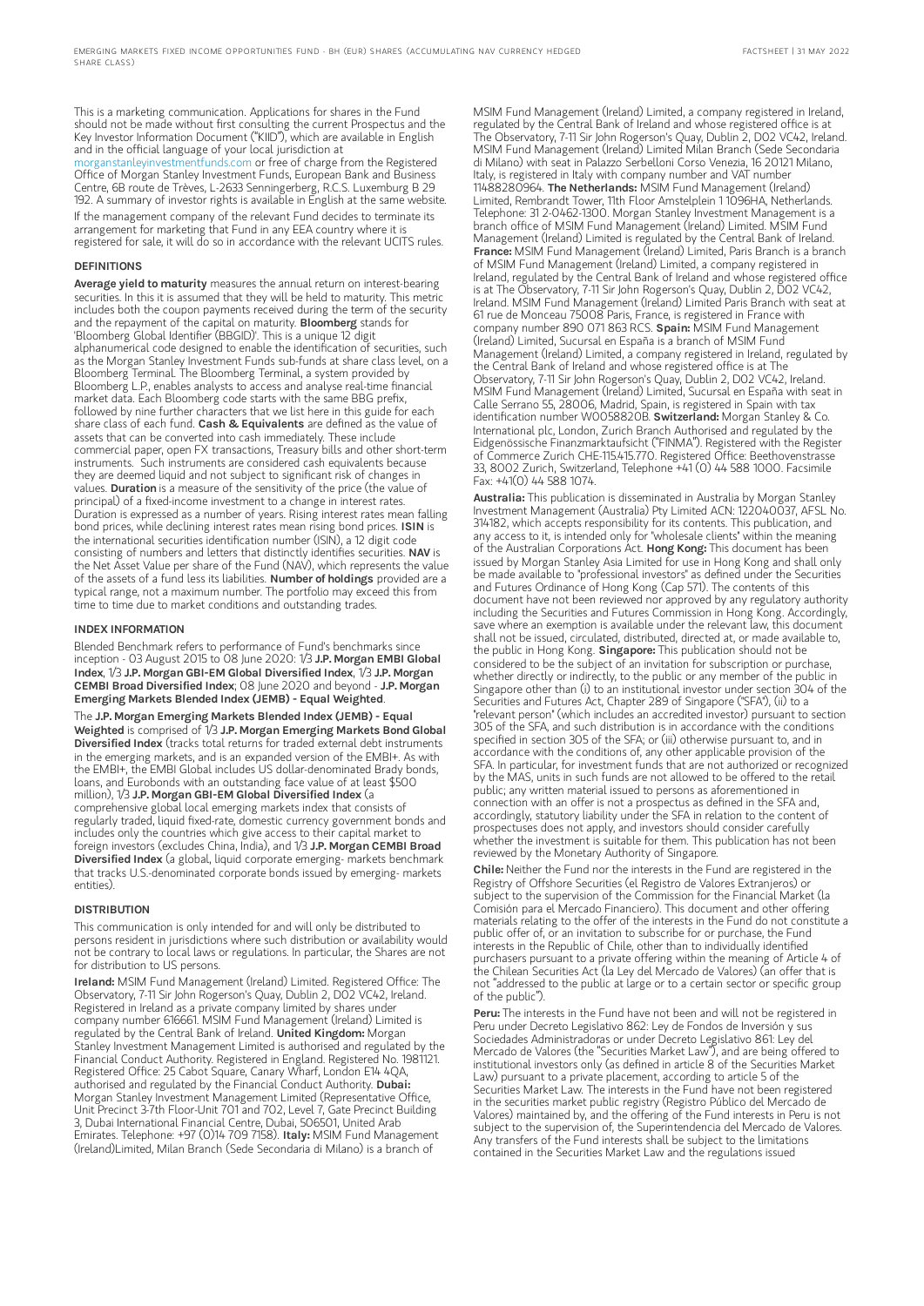This is a marketing communication. Applications for shares in the Fund should not be made without first consulting the current Prospectus and the Key Investor Information Document ("KIID"), which are available in English and in the official language of your local jurisdiction at morganstanleyinvestmentfunds.com or free of charge from the Registered Office of Morgan Stanley Investment Funds, European Bank and Business Centre, 6B route de Trèves, L-2633 Senningerberg, R.C.S. Luxemburg B 29 192. A summary of investor rights is available in English at the same website.

If the management company of the relevant Fund decides to terminate its arrangement for marketing that Fund in any EEA country where it is registered for sale, it will do so in accordance with the relevant UCITS rules.

## DEFINITIONS

**Average yield to maturity** measures the annual return on interest-bearing securities. In this it is assumed that they will be held to maturity. This metric includes both the coupon payments received during the term of the security and the repayment of the capital on maturity. **Bloomberg** stands for 'Bloomberg Global Identifier (BBGID)'. This is a unique 12 digit alphanumerical code designed to enable the identification of securities, such as the Morgan Stanley Investment Funds sub-funds at share class level, on a Bloomberg Terminal. The Bloomberg Terminal, a system provided by Bloomberg L.P., enables analysts to access and analyse real-time financial market data. Each Bloomberg code starts with the same BBG prefix, followed by nine further characters that we list here in this guide for each share class of each fund. **Cash & Equivalents** are defined as the value of assets that can be converted into cash immediately. These include commercial paper, open FX transactions, Treasury bills and other short-term instruments. Such instruments are considered cash equivalents because they are deemed liquid and not subject to significant risk of changes in values. **Duration** is a measure of the sensitivity of the price (the value of principal) of a fixed-income investment to a change in interest rates. Duration is expressed as a number of years. Rising interest rates mean falling bond prices, while declining interest rates mean rising bond prices. **ISIN** is the international securities identification number (ISIN), a 12 digit code consisting of numbers and letters that distinctly identifies securities. **NAV** is the Net Asset Value per share of the Fund (NAV), which represents the value of the assets of a fund less its liabilities. **Number of holdings** provided are a typical range, not a maximum number. The portfolio may exceed this from time to time due to market conditions and outstanding trades.

## INDEX INFORMATION

Blended Benchmark refers to performance of Fund's benchmarks since inception - 03 August 2015 to 08 June 2020: 1/3 **J.P. Morgan EMBI Global Index**, 1/3 **J.P. Morgan GBI-EM Global Diversified Index**, 1/3 **J.P. Morgan CEMBI Broad Diversified Index**; 08 June 2020 and beyond - **J.P. Morgan Emerging Markets Blended Index (JEMB) - Equal Weighted**.

The **J.P. Morgan Emerging Markets Blended Index (JEMB) - Equal Weighted** is comprised of 1/3 **J.P. Morgan Emerging Markets Bond Global Diversified Index** (tracks total returns for traded external debt instruments in the emerging markets, and is an expanded version of the EMBI+. As with the EMBI+, the EMBI Global includes US dollar-denominated Brady bonds, loans, and Eurobonds with an outstanding face value of at least $500 million), 1/3 **J.P. Morgan GBI-EM Global Diversified Index** (a comprehensive global local emerging markets index that consists of regularly traded, liquid fixed-rate, domestic currency government bonds and includes only the countries which give access to their capital market to foreign investors (excludes China, India), and 1/3 **J.P. Morgan CEMBI Broad Diversified Index** (a global, liquid corporate emerging- markets benchmark that tracks U.S.-denominated corporate bonds issued by emerging- markets entities).

## DISTRIBUTION

This communication is only intended for and will only be distributed to persons resident in jurisdictions where such distribution or availability would not be contrary to local laws or regulations. In particular, the Shares are not for distribution to US persons.

**Ireland:** MSIM Fund Management (Ireland) Limited. Registered Office: The Observatory, 7-11 Sir John Rogerson's Quay, Dublin 2, D02 VC42, Ireland. Registered in Ireland as a private company limited by shares under company number 616661. MSIM Fund Management (Ireland) Limited is regulated by the Central Bank of Ireland. **United Kingdom:** Morgan Stanley Investment Management Limited is authorised and regulated by the Financial Conduct Authority. Registered in England. Registered No. 1981121. Registered Office: 25 Cabot Square, Canary Wharf, London E14 4QA, authorised and regulated by the Financial Conduct Authority. **Dubai:** Morgan Stanley Investment Management Limited (Representative Office, Unit Precinct 3-7th Floor-Unit 701 and 702, Level 7, Gate Precinct Building 3, Dubai International Financial Centre, Dubai, 506501, United Arab Emirates. Telephone: +97 (0)14 709 7158). **Italy:** MSIM Fund Management (Ireland)Limited, Milan Branch (Sede Secondaria di Milano) is a branch of MSIM Fund Management (Ireland) Limited, a company registered in Ireland, regulated by the Central Bank of Ireland and whose registered office is at The Observatory, 7-11 Sir John Rogerson's Quay, Dublin 2, D02 VC42, Ireland. MSIM Fund Management (Ireland) Limited Milan Branch (Sede Secondaria di Milano) with seat in Palazzo Serbelloni Corso Venezia, 16 20121 Milano, Italy, is registered in Italy with company number and VAT number 11488280964. **The Netherlands:** MSIM Fund Management (Ireland) Limited, Rembrandt Tower, 11th Floor Amstelplein 1 1096HA, Netherlands. Telephone: 31 2-0462-1300. Morgan Stanley Investment Management is a branch office of MSIM Fund Management (Ireland) Limited. MSIM Fund Management (Ireland) Limited is regulated by the Central Bank of Ireland. **France:** MSIM Fund Management (Ireland) Limited, Paris Branch is a branch of MSIM Fund Management (Ireland) Limited, a company registered in Ireland, regulated by the Central Bank of Ireland and whose registered office is at The Observatory, 7-11 Sir John Rogerson's Quay, Dublin 2, D02 VC42, Ireland. MSIM Fund Management (Ireland) Limited Paris Branch with seat at 61 rue de Monceau 75008 Paris, France, is registered in France with company number 890 071 863 RCS. **Spain:** MSIM Fund Management (Ireland) Limited, Sucursal en España is a branch of MSIM Fund Management (Ireland) Limited, a company registered in Ireland, regulated by the Central Bank of Ireland and whose registered office is at The Observatory, 7-11 Sir John Rogerson's Quay, Dublin 2, D02 VC42, Ireland. MSIM Fund Management (Ireland) Limited, Sucursal en España with seat in Calle Serrano 55, 28006, Madrid, Spain, is registered in Spain with tax identification number W0058820B. **Switzerland:** Morgan Stanley & Co. International plc, London, Zurich Branch Authorised and regulated by the Eidgenössische Finanzmarktaufsicht ("FINMA"). Registered with the Register of Commerce Zurich CHE-115.415.770. Registered Office: Beethovenstrasse 33, 8002 Zurich, Switzerland, Telephone +41 (0) 44 588 1000. Facsimile Fax: +41(0) 44 588 1074.

**Australia:** This publication is disseminated in Australia by Morgan Stanley Investment Management (Australia) Pty Limited ACN: 122040037, AFSL No. 314182, which accepts responsibility for its contents. This publication, and any access to it, is intended only for "wholesale clients" within the meaning of the Australian Corporations Act. **Hong Kong:** This document has been issued by Morgan Stanley Asia Limited for use in Hong Kong and shall only be made available to "professional investors" as defined under the Securities and Futures Ordinance of Hong Kong (Cap 571). The contents of this document have not been reviewed nor approved by any regulatory authority including the Securities and Futures Commission in Hong Kong. Accordingly, save where an exemption is available under the relevant law, this document shall not be issued, circulated, distributed, directed at, or made available to, the public in Hong Kong. **Singapore:** This publication should not be considered to be the subject of an invitation for subscription or purchase, whether directly or indirectly, to the public or any member of the public in Singapore other than (i) to an institutional investor under section 304 of the Securities and Futures Act, Chapter 289 of Singapore ("SFA"), (ii) to a "relevant person" (which includes an accredited investor) pursuant to section 305 of the SFA, and such distribution is in accordance with the conditions specified in section 305 of the SFA; or (iii) otherwise pursuant to, and in accordance with the conditions of, any other applicable provision of the SFA. In particular, for investment funds that are not authorized or recognized by the MAS, units in such funds are not allowed to be offered to the retail public; any written material issued to persons as aforementioned in connection with an offer is not a prospectus as defined in the SFA and, accordingly, statutory liability under the SFA in relation to the content of prospectuses does not apply, and investors should consider carefully whether the investment is suitable for them. This publication has not been reviewed by the Monetary Authority of Singapore.

**Chile:** Neither the Fund nor the interests in the Fund are registered in the Registry of Offshore Securities (el Registro de Valores Extranjeros) or subject to the supervision of the Commission for the Financial Market (la Comisión para el Mercado Financiero). This document and other offering materials relating to the offer of the interests in the Fund do not constitute a public offer of, or an invitation to subscribe for or purchase, the Fund interests in the Republic of Chile, other than to individually identified purchasers pursuant to a private offering within the meaning of Article 4 of the Chilean Securities Act (la Ley del Mercado de Valores) (an offer that is not "addressed to the public at large or to a certain sector or specific group of the public").

**Peru:** The interests in the Fund have not been and will not be registered in Peru under Decreto Legislativo 862: Ley de Fondos de Inversión y sus Sociedades Administradoras or under Decreto Legislativo 861: Ley del Mercado de Valores (the "Securities Market Law"), and are being offered to institutional investors only (as defined in article 8 of the Securities Market Law) pursuant to a private placement, according to article 5 of the Securities Market Law. The interests in the Fund have not been registered in the securities market public registry (Registro Público del Mercado de Valores) maintained by, and the offering of the Fund interests in Peru is not subject to the supervision of, the Superintendencia del Mercado de Valores. Any transfers of the Fund interests shall be subject to the limitations contained in the Securities Market Law and the regulations issued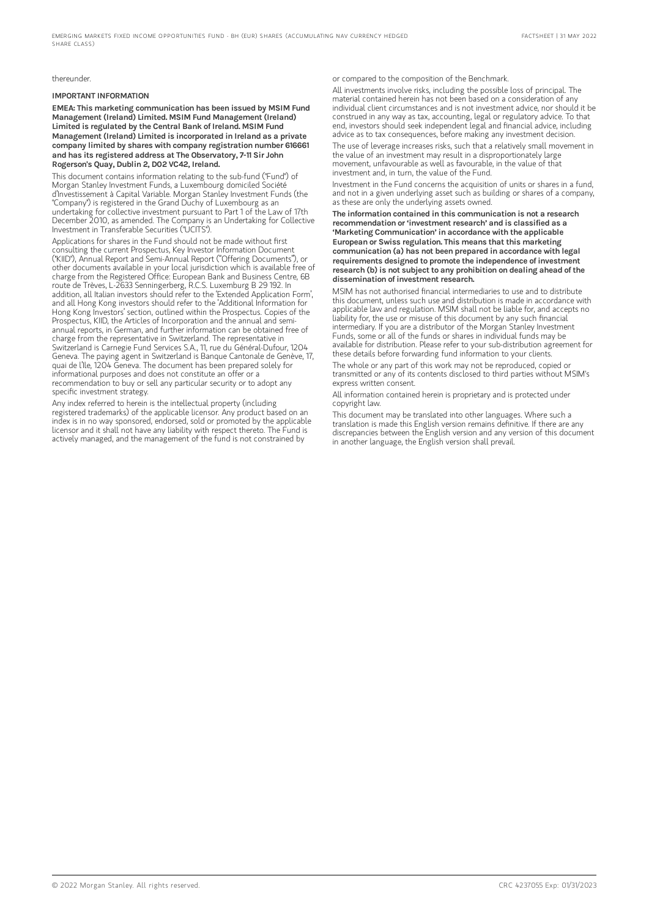thereunder.

**IMPORTANT INFORMATION**

**EMEA: This marketing communication has been issued by MSIM Fund Management (Ireland) Limited. MSIM Fund Management (Ireland) Limited is regulated by the Central Bank of Ireland. MSIM Fund Management (Ireland) Limited is incorporated in Ireland as a private company limited by shares with company registration number 616661 and has its registered address at The Observatory, 7-11 Sir John Rogerson's Quay, Dublin 2, D02 VC42, Ireland.**

This document contains information relating to the sub-fund ("Fund") of Morgan Stanley Investment Funds, a Luxembourg domiciled Société d'Investissement à Capital Variable. Morgan Stanley Investment Funds (the "Company") is registered in the Grand Duchy of Luxembourg as an undertaking for collective investment pursuant to Part 1 of the Law of 17th December 2010, as amended. The Company is an Undertaking for Collective Investment in Transferable Securities ("UCITS").

Applications for shares in the Fund should not be made without first consulting the current Prospectus, Key Investor Information Document ("KIID"), Annual Report and Semi-Annual Report ("Offering Documents"), or other documents available in your local jurisdiction which is available free of charge from the Registered Office: European Bank and Business Centre, 6B route de Trèves, L-2633 Senningerberg, R.C.S. Luxemburg B 29 192. In addition, all Italian investors should refer to the 'Extended Application Form', and all Hong Kong investors should refer to the 'Additional Information for Hong Kong Investors' section, outlined within the Prospectus. Copies of the Prospectus, KIID, the Articles of Incorporation and the annual and semi-annual reports, in German, and further information can be obtained free of charge from the representative in Switzerland. The representative in Switzerland is Carnegie Fund Services S.A., 11, rue du Général-Dufour, 1204 Geneva. The paying agent in Switzerland is Banque Cantonale de Genève, 17, quai de l'Ile, 1204 Geneva. The document has been prepared solely for informational purposes and does not constitute an offer or a recommendation to buy or sell any particular security or to adopt any specific investment strategy.

Any index referred to herein is the intellectual property (including registered trademarks) of the applicable licensor. Any product based on an index is in no way sponsored, endorsed, sold or promoted by the applicable licensor and it shall not have any liability with respect thereto. The Fund is actively managed, and the management of the fund is not constrained by or compared to the composition of the Benchmark.

All investments involve risks, including the possible loss of principal. The material contained herein has not been based on a consideration of any individual client circumstances and is not investment advice, nor should it be construed in any way as tax, accounting, legal or regulatory advice. To that end, investors should seek independent legal and financial advice, including advice as to tax consequences, before making any investment decision.

The use of leverage increases risks, such that a relatively small movement in the value of an investment may result in a disproportionately large movement, unfavourable as well as favourable, in the value of that investment and, in turn, the value of the Fund.

Investment in the Fund concerns the acquisition of units or shares in a fund, and not in a given underlying asset such as building or shares of a company, as these are only the underlying assets owned.

**The information contained in this communication is not a research recommendation or 'investment research' and is classified as a 'Marketing Communication' in accordance with the applicable European or Swiss regulation. This means that this marketing communication (a) has not been prepared in accordance with legal requirements designed to promote the independence of investment research (b) is not subject to any prohibition on dealing ahead of the dissemination of investment research.**

MSIM has not authorised financial intermediaries to use and to distribute this document, unless such use and distribution is made in accordance with applicable law and regulation. MSIM shall not be liable for, and accepts no liability for, the use or misuse of this document by any such financial intermediary. If you are a distributor of the Morgan Stanley Investment Funds, some or all of the funds or shares in individual funds may be available for distribution. Please refer to your sub-distribution agreement for these details before forwarding fund information to your clients.

The whole or any part of this work may not be reproduced, copied or transmitted or any of its contents disclosed to third parties without MSIM's express written consent.

All information contained herein is proprietary and is protected under copyright law.

This document may be translated into other languages. Where such a translation is made this English version remains definitive. If there are any discrepancies between the English version and any version of this document in another language, the English version shall prevail.

© 2022 Morgan Stanley. All rights reserved.

CRC 4237055 Exp: 01/31/2023